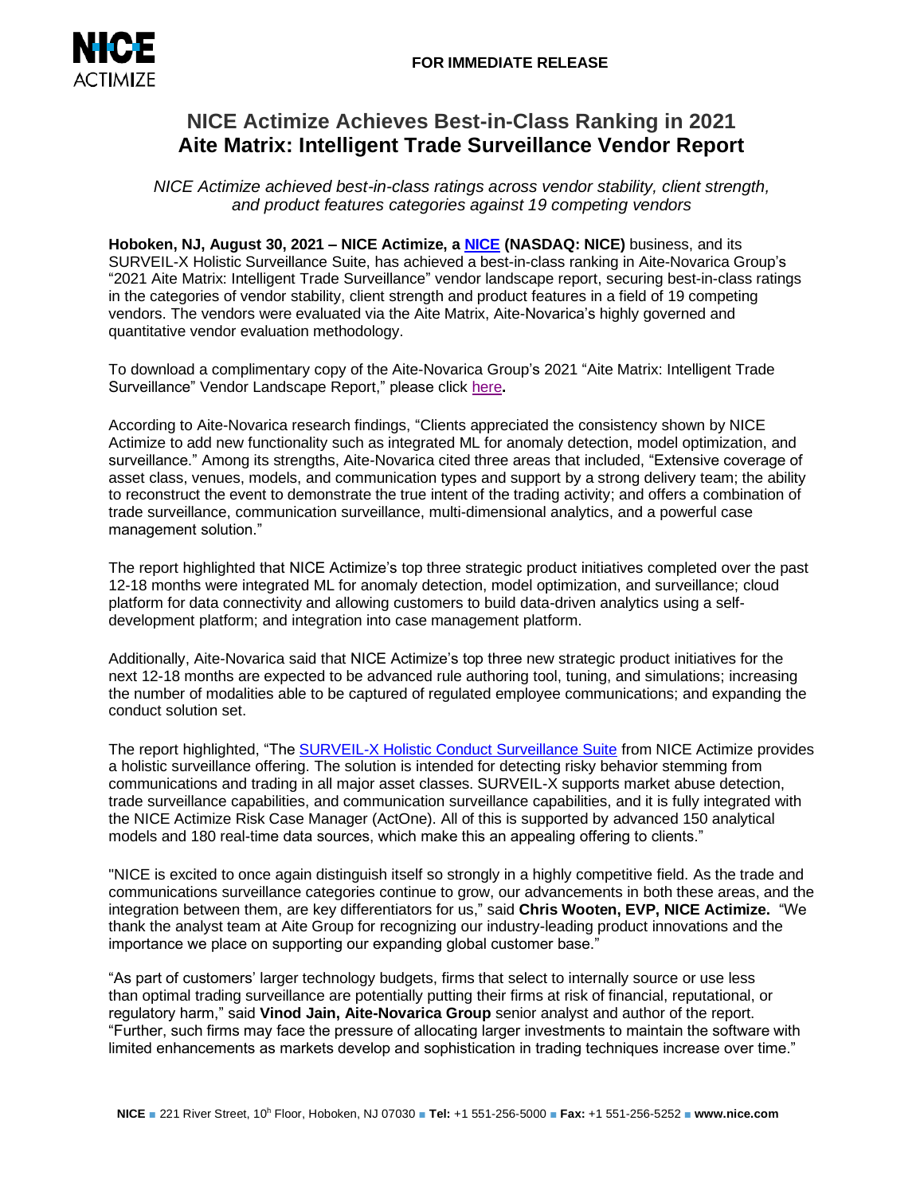**FOR IMMEDIATE RELEASE**

# NICE Actimize Achieves Best-in-Class Ranking in 2021 Aite Matrix: Intelligent Trade Surveillance Vendor Report

*NICE Actimize achieved best-in-class ratings across vendor stability, client strength, and product features categories against 19 competing vendors*

**Hoboken, NJ, August 30, 2021 – NICE Actimize, a [NICE](#) (NASDAQ: NICE)** business, and its SURVEIL-X Holistic Surveillance Suite, has achieved a best-in-class ranking in Aite-Novarica Group's "2021 Aite Matrix: Intelligent Trade Surveillance" vendor landscape report, securing best-in-class ratings in the categories of vendor stability, client strength and product features in a field of 19 competing vendors. The vendors were evaluated via the Aite Matrix, Aite-Novarica's highly governed and quantitative vendor evaluation methodology.

To download a complimentary copy of the Aite-Novarica Group's 2021 "Aite Matrix: Intelligent Trade Surveillance" Vendor Landscape Report," please click [here](#)**.**

According to Aite-Novarica research findings, "Clients appreciated the consistency shown by NICE Actimize to add new functionality such as integrated ML for anomaly detection, model optimization, and surveillance." Among its strengths, Aite-Novarica cited three areas that included, "Extensive coverage of asset class, venues, models, and communication types and support by a strong delivery team; the ability to reconstruct the event to demonstrate the true intent of the trading activity; and offers a combination of trade surveillance, communication surveillance, multi-dimensional analytics, and a powerful case management solution."

The report highlighted that NICE Actimize's top three strategic product initiatives completed over the past 12-18 months were integrated ML for anomaly detection, model optimization, and surveillance; cloud platform for data connectivity and allowing customers to build data-driven analytics using a self-development platform; and integration into case management platform.

Additionally, Aite-Novarica said that NICE Actimize's top three new strategic product initiatives for the next 12-18 months are expected to be advanced rule authoring tool, tuning, and simulations; increasing the number of modalities able to be captured of regulated employee communications; and expanding the conduct solution set.

The report highlighted, "The [SURVEIL-X Holistic Conduct Surveillance Suite](#) from NICE Actimize provides a holistic surveillance offering. The solution is intended for detecting risky behavior stemming from communications and trading in all major asset classes. SURVEIL-X supports market abuse detection, trade surveillance capabilities, and communication surveillance capabilities, and it is fully integrated with the NICE Actimize Risk Case Manager (ActOne). All of this is supported by advanced 150 analytical models and 180 real-time data sources, which make this an appealing offering to clients."

"NICE is excited to once again distinguish itself so strongly in a highly competitive field. As the trade and communications surveillance categories continue to grow, our advancements in both these areas, and the integration between them, are key differentiators for us," said **Chris Wooten, EVP, NICE Actimize.** "We thank the analyst team at Aite Group for recognizing our industry-leading product innovations and the importance we place on supporting our expanding global customer base."

"As part of customers' larger technology budgets, firms that select to internally source or use less than optimal trading surveillance are potentially putting their firms at risk of financial, reputational, or regulatory harm," said **Vinod Jain, Aite-Novarica Group** senior analyst and author of the report. "Further, such firms may face the pressure of allocating larger investments to maintain the software with limited enhancements as markets develop and sophistication in trading techniques increase over time."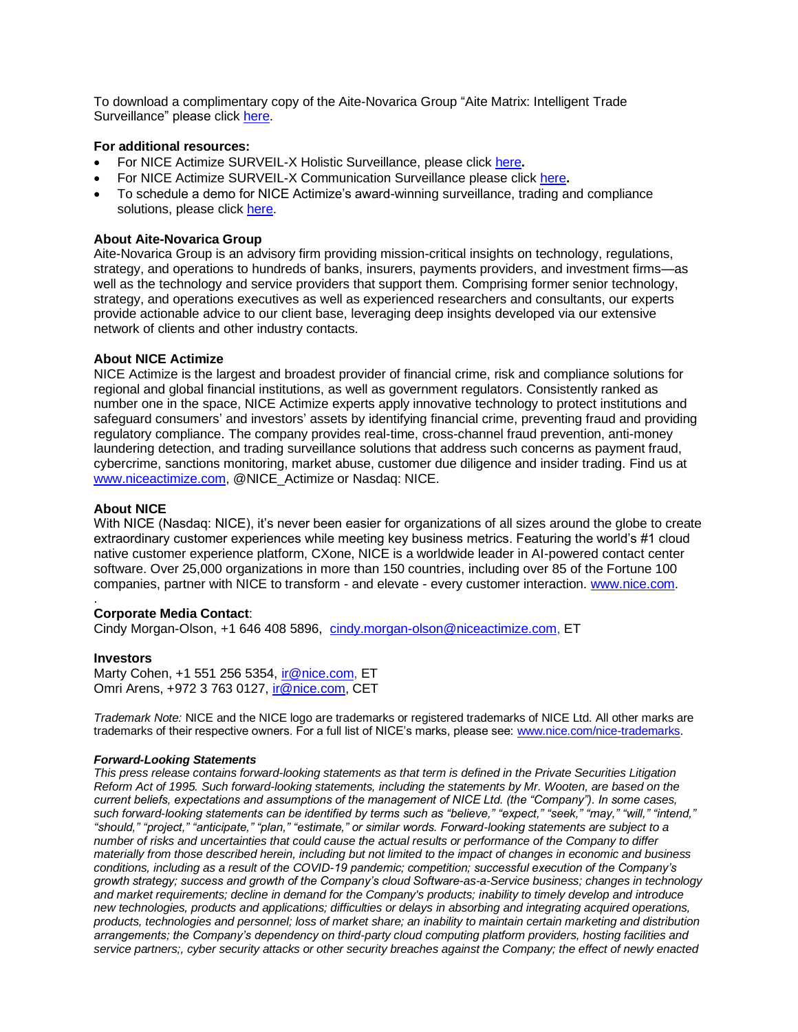To download a complimentary copy of the Aite-Novarica Group "Aite Matrix: Intelligent Trade Surveillance" please click here.

**For additional resources:**

- For NICE Actimize SURVEIL-X Holistic Surveillance, please click here**.**
- For NICE Actimize SURVEIL-X Communication Surveillance please click here**.**
- To schedule a demo for NICE Actimize's award-winning surveillance, trading and compliance solutions, please click here.

**About Aite-Novarica Group**
Aite-Novarica Group is an advisory firm providing mission-critical insights on technology, regulations, strategy, and operations to hundreds of banks, insurers, payments providers, and investment firms—as well as the technology and service providers that support them. Comprising former senior technology, strategy, and operations executives as well as experienced researchers and consultants, our experts provide actionable advice to our client base, leveraging deep insights developed via our extensive network of clients and other industry contacts.

**About NICE Actimize**
NICE Actimize is the largest and broadest provider of financial crime, risk and compliance solutions for regional and global financial institutions, as well as government regulators. Consistently ranked as number one in the space, NICE Actimize experts apply innovative technology to protect institutions and safeguard consumers' and investors' assets by identifying financial crime, preventing fraud and providing regulatory compliance. The company provides real-time, cross-channel fraud prevention, anti-money laundering detection, and trading surveillance solutions that address such concerns as payment fraud, cybercrime, sanctions monitoring, market abuse, customer due diligence and insider trading. Find us at www.niceactimize.com, @NICE_Actimize or Nasdaq: NICE.

**About NICE**
With NICE (Nasdaq: NICE), it's never been easier for organizations of all sizes around the globe to create extraordinary customer experiences while meeting key business metrics. Featuring the world's #1 cloud native customer experience platform, CXone, NICE is a worldwide leader in AI-powered contact center software. Over 25,000 organizations in more than 150 countries, including over 85 of the Fortune 100 companies, partner with NICE to transform - and elevate - every customer interaction. www.nice.com.

.
**Corporate Media Contact**:
Cindy Morgan-Olson, +1 646 408 5896, cindy.morgan-olson@niceactimize.com, ET

**Investors**
Marty Cohen, +1 551 256 5354, ir@nice.com, ET
Omri Arens, +972 3 763 0127, ir@nice.com, CET

*Trademark Note:* NICE and the NICE logo are trademarks or registered trademarks of NICE Ltd. All other marks are trademarks of their respective owners. For a full list of NICE's marks, please see: www.nice.com/nice-trademarks.

***Forward-Looking Statements***
*This press release contains forward-looking statements as that term is defined in the Private Securities Litigation Reform Act of 1995. Such forward-looking statements, including the statements by Mr. Wooten, are based on the current beliefs, expectations and assumptions of the management of NICE Ltd. (the "Company"). In some cases, such forward-looking statements can be identified by terms such as "believe," "expect," "seek," "may," "will," "intend," "should," "project," "anticipate," "plan," "estimate," or similar words. Forward-looking statements are subject to a number of risks and uncertainties that could cause the actual results or performance of the Company to differ materially from those described herein, including but not limited to the impact of changes in economic and business conditions, including as a result of the COVID-19 pandemic; competition; successful execution of the Company's growth strategy; success and growth of the Company's cloud Software-as-a-Service business; changes in technology and market requirements; decline in demand for the Company's products; inability to timely develop and introduce new technologies, products and applications; difficulties or delays in absorbing and integrating acquired operations, products, technologies and personnel; loss of market share; an inability to maintain certain marketing and distribution arrangements; the Company's dependency on third-party cloud computing platform providers, hosting facilities and service partners;, cyber security attacks or other security breaches against the Company; the effect of newly enacted*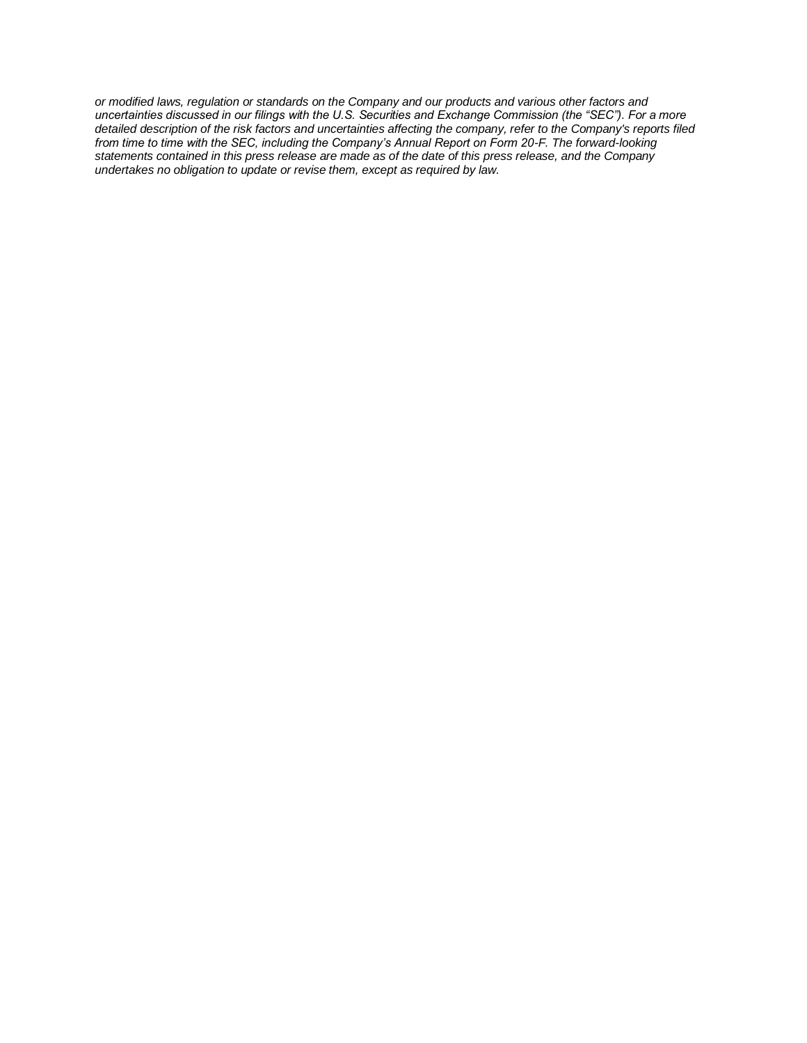*or modified laws, regulation or standards on the Company and our products and various other factors and uncertainties discussed in our filings with the U.S. Securities and Exchange Commission (the "SEC"). For a more detailed description of the risk factors and uncertainties affecting the company, refer to the Company's reports filed from time to time with the SEC, including the Company's Annual Report on Form 20-F. The forward-looking statements contained in this press release are made as of the date of this press release, and the Company undertakes no obligation to update or revise them, except as required by law.*